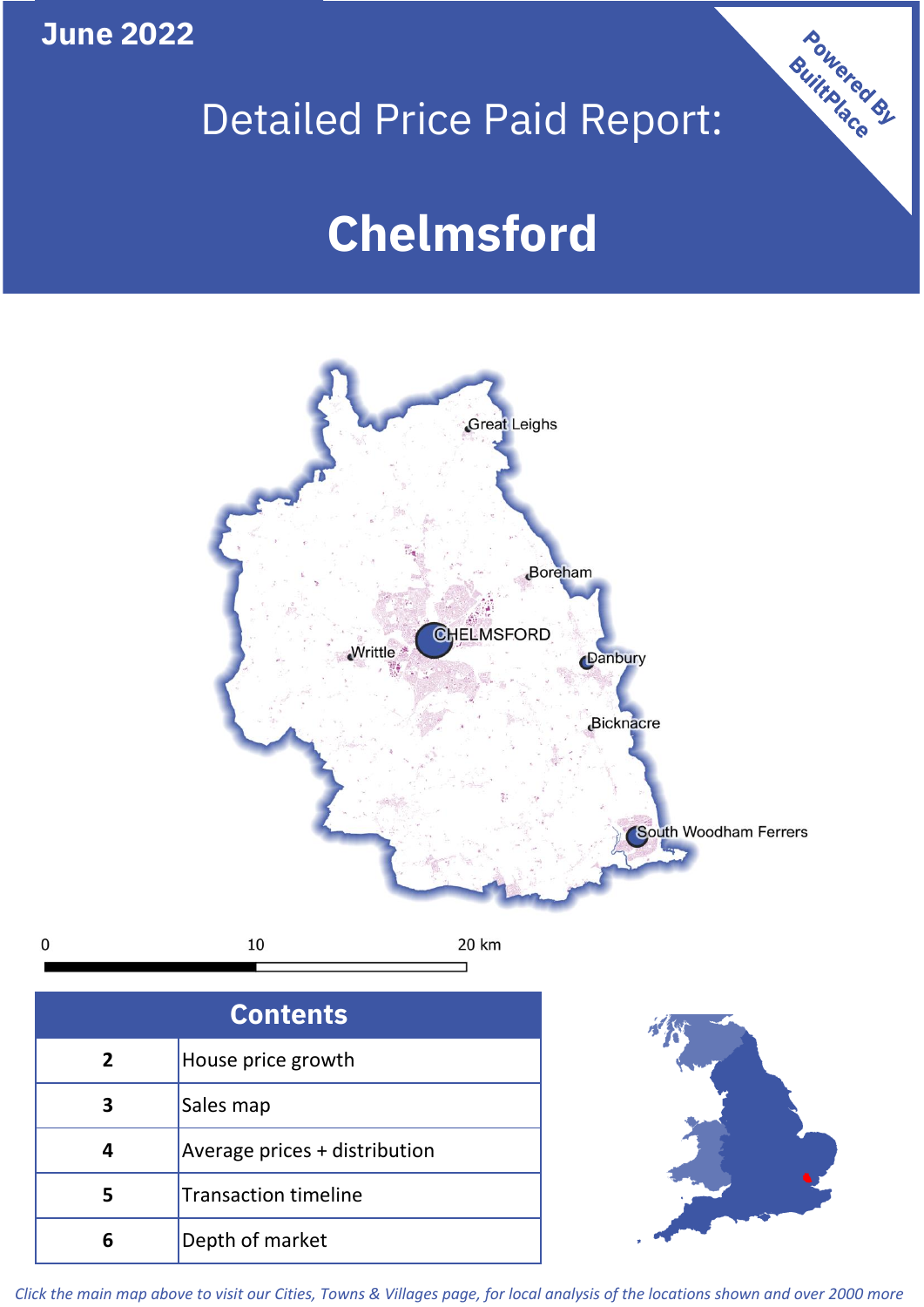June 2022

# Detailed Price Paid Report:

# Chelmsford

Powered By BuiltPlace

Great Leighs
Boreham
CHELMSFORD
Writtle
Danbury
Bicknacre
South Woodham Ferrers

0
10
20 km

| Contents | |
|---|---|
| 2 | House price growth |
| 3 | Sales map |
| 4 | Average prices + distribution |
| 5 | Transaction timeline |
| 6 | Depth of market |

*Click the main map above to visit our Cities, Towns & Villages page, for local analysis of the locations shown and over 2000 more*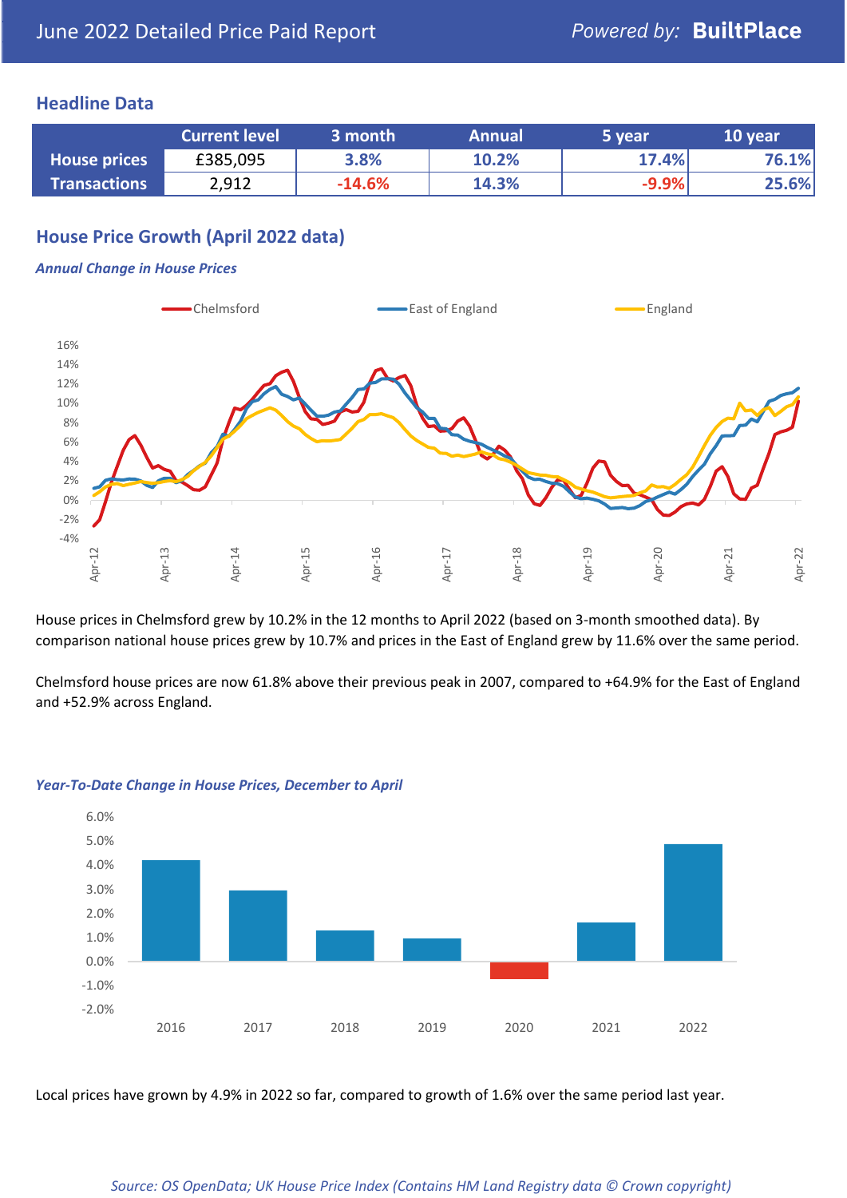June 2022 Detailed Price Paid Report

*Powered by:* **BuiltPlace**

## Headline Data

| | Current level | 3 month | Annual | 5 year | 10 year |
|---|---|---|---|---|---|
| **House prices** | £385,095 | 3.8% | 10.2% | 17.4% | 76.1% |
| **Transactions** | 2,912 | -14.6% | 14.3% | -9.9% | 25.6% |

## House Price Growth (April 2022 data)

***Annual Change in House Prices***

Chelmsford
East of England
England

16%
14%
12%
10%
8%
6%
4%
2%
0%
-2%
-4%

Apr-12
Apr-13
Apr-14
Apr-15
Apr-16
Apr-17
Apr-18
Apr-19
Apr-20
Apr-21
Apr-22

House prices in Chelmsford grew by 10.2% in the 12 months to April 2022 (based on 3-month smoothed data). By comparison national house prices grew by 10.7% and prices in the East of England grew by 11.6% over the same period.

Chelmsford house prices are now 61.8% above their previous peak in 2007, compared to +64.9% for the East of England and +52.9% across England.

***Year-To-Date Change in House Prices, December to April***

6.0%
5.0%
4.0%
3.0%
2.0%
1.0%
0.0%
-1.0%
-2.0%

2016
2017
2018
2019
2020
2021
2022

Local prices have grown by 4.9% in 2022 so far, compared to growth of 1.6% over the same period last year.

*Source: OS OpenData; UK House Price Index (Contains HM Land Registry data © Crown copyright)*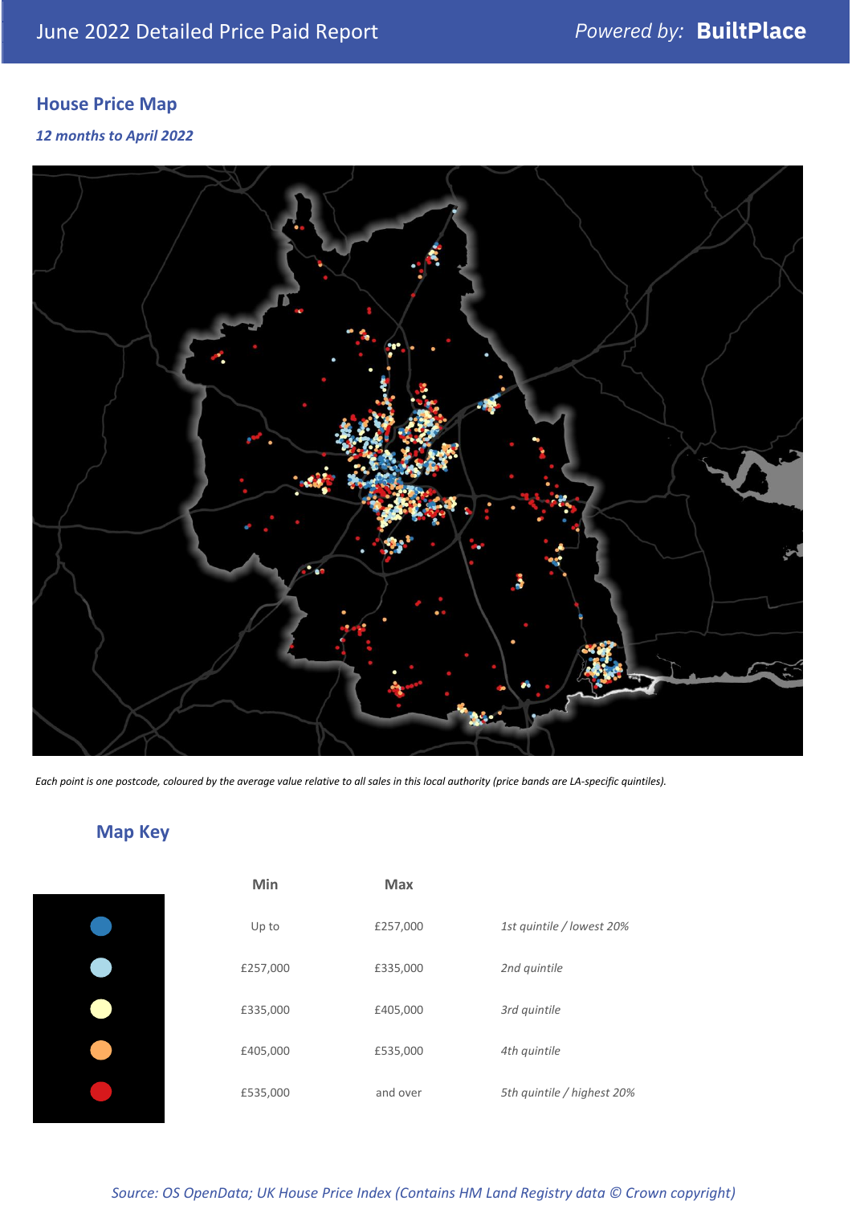June 2022 Detailed Price Paid Report

Powered by: **BuiltPlace**

## House Price Map

*12 months to April 2022*

*Each point is one postcode, coloured by the average value relative to all sales in this local authority (price bands are LA-specific quintiles).*

## Map Key

| | Min | Max | |
|---|---|---|---|
| | Up to | £257,000 | *1st quintile / lowest 20%* |
| | £257,000 | £335,000 | *2nd quintile* |
| | £335,000 | £405,000 | *3rd quintile* |
| | £405,000 | £535,000 | *4th quintile* |
| | £535,000 | and over | *5th quintile / highest 20%* |

*Source: OS OpenData; UK House Price Index (Contains HM Land Registry data © Crown copyright)*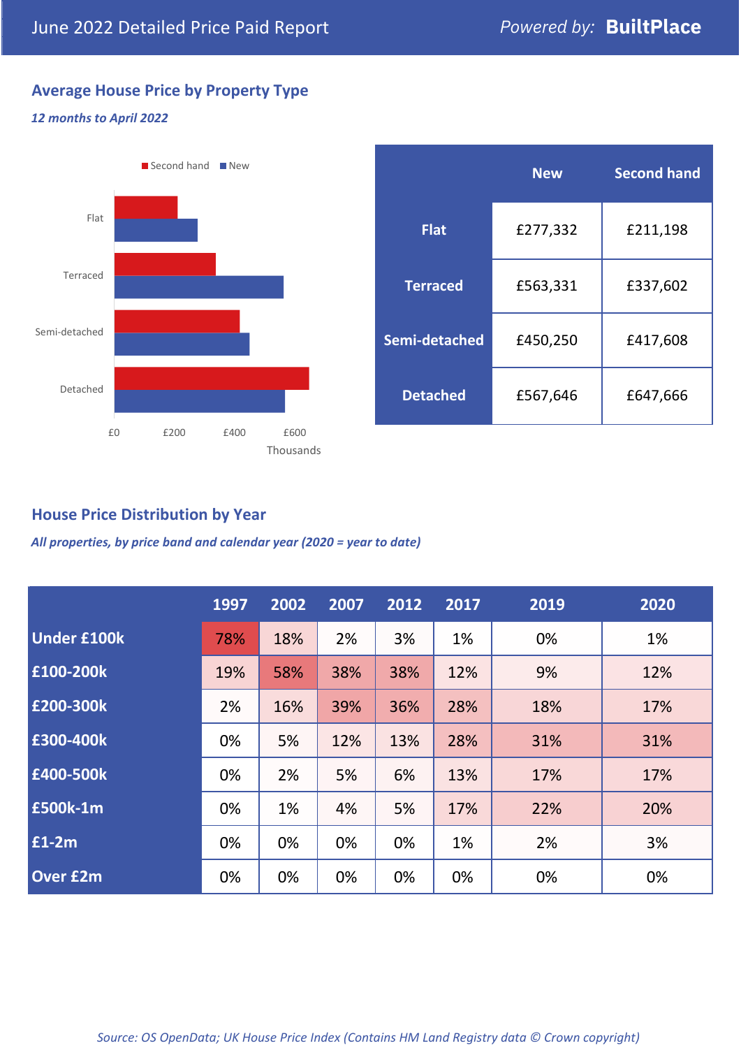June 2022 Detailed Price Paid Report

*Powered by:* **BuiltPlace**

## Average House Price by Property Type

*12 months to April 2022*

Second hand   New

Flat

Terraced

Semi-detached

Detached

£0   £200   £400   £600

Thousands

| | New | Second hand |
|---|---|---|
| **Flat** | £277,332 | £211,198 |
| **Terraced** | £563,331 | £337,602 |
| **Semi-detached** | £450,250 | £417,608 |
| **Detached** | £567,646 | £647,666 |

## House Price Distribution by Year

*All properties, by price band and calendar year (2020 = year to date)*

| | 1997 | 2002 | 2007 | 2012 | 2017 | 2019 | 2020 |
|---|---|---|---|---|---|---|---|
| **Under £100k** | 78% | 18% | 2% | 3% | 1% | 0% | 1% |
| **£100-200k** | 19% | 58% | 38% | 38% | 12% | 9% | 12% |
| **£200-300k** | 2% | 16% | 39% | 36% | 28% | 18% | 17% |
| **£300-400k** | 0% | 5% | 12% | 13% | 28% | 31% | 31% |
| **£400-500k** | 0% | 2% | 5% | 6% | 13% | 17% | 17% |
| **£500k-1m** | 0% | 1% | 4% | 5% | 17% | 22% | 20% |
| **£1-2m** | 0% | 0% | 0% | 0% | 1% | 2% | 3% |
| **Over £2m** | 0% | 0% | 0% | 0% | 0% | 0% | 0% |

*Source: OS OpenData; UK House Price Index (Contains HM Land Registry data © Crown copyright)*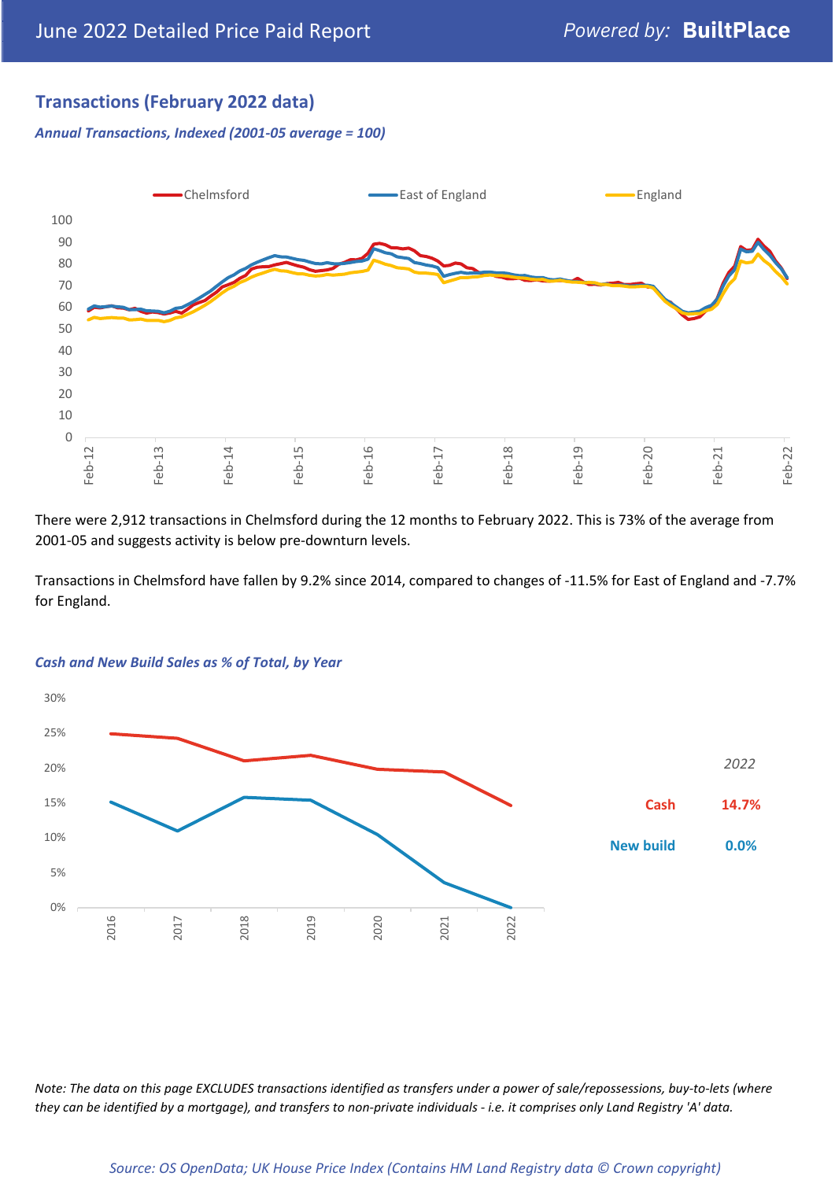June 2022 Detailed Price Paid Report

Powered by: **BuiltPlace**

## Transactions (February 2022 data)

### *Annual Transactions, Indexed (2001-05 average = 100)*

Chelmsford
East of England
England

100
90
80
70
60
50
40
30
20
10
0

Feb-12
Feb-13
Feb-14
Feb-15
Feb-16
Feb-17
Feb-18
Feb-19
Feb-20
Feb-21
Feb-22

There were 2,912 transactions in Chelmsford during the 12 months to February 2022. This is 73% of the average from 2001-05 and suggests activity is below pre-downturn levels.

Transactions in Chelmsford have fallen by 9.2% since 2014, compared to changes of -11.5% for East of England and -7.7% for England.

### *Cash and New Build Sales as % of Total, by Year*

30%
25%
20%
15%
10%
5%
0%

2016
2017
2018
2019
2020
2021
2022

*2022*

Cash 14.7%

New build 0.0%

*Note: The data on this page EXCLUDES transactions identified as transfers under a power of sale/repossessions, buy-to-lets (where they can be identified by a mortgage), and transfers to non-private individuals - i.e. it comprises only Land Registry 'A' data.*

*Source: OS OpenData; UK House Price Index (Contains HM Land Registry data © Crown copyright)*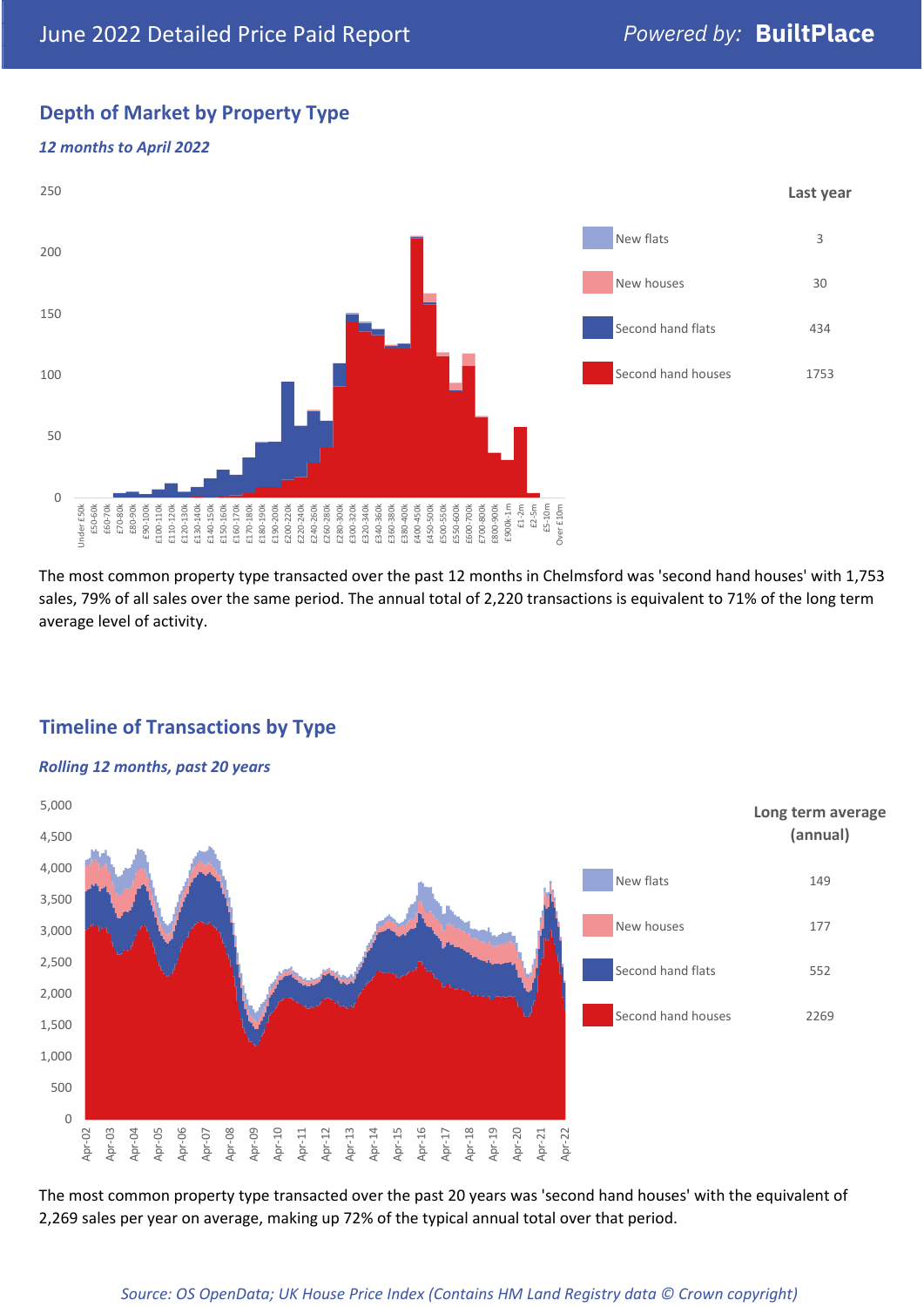June 2022 Detailed Price Paid Report

*Powered by:* **BuiltPlace**

## Depth of Market by Property Type

*12 months to April 2022*

250
200
150
100
50
0

Under £50k, £50-60k, £60-70k, £70-80k, £80-90k, £90-100k, £100-110k, £110-120k, £120-130k, £130-140k, £140-150k, £150-160k, £160-170k, £170-180k, £180-190k, £190-200k, £200-220k, £220-240k, £240-260k, £260-280k, £280-300k, £300-320k, £320-340k, £340-360k, £360-380k, £380-400k, £400-450k, £450-500k, £500-550k, £550-600k, £600-700k, £700-800k, £800-900k, £900k-1m, £1-2m, £2-5m, £5-10m, Over £10m

Last year

New flats 3
New houses 30
Second hand flats 434
Second hand houses 1753

The most common property type transacted over the past 12 months in Chelmsford was 'second hand houses' with 1,753 sales, 79% of all sales over the same period. The annual total of 2,220 transactions is equivalent to 71% of the long term average level of activity.

## Timeline of Transactions by Type

*Rolling 12 months, past 20 years*

5,000
4,500
4,000
3,500
3,000
2,500
2,000
1,500
1,000
500
0

Apr-02, Apr-03, Apr-04, Apr-05, Apr-06, Apr-07, Apr-08, Apr-09, Apr-10, Apr-11, Apr-12, Apr-13, Apr-14, Apr-15, Apr-16, Apr-17, Apr-18, Apr-19, Apr-20, Apr-21, Apr-22

Long term average (annual)

New flats 149
New houses 177
Second hand flats 552
Second hand houses 2269

The most common property type transacted over the past 20 years was 'second hand houses' with the equivalent of 2,269 sales per year on average, making up 72% of the typical annual total over that period.

*Source: OS OpenData; UK House Price Index (Contains HM Land Registry data © Crown copyright)*